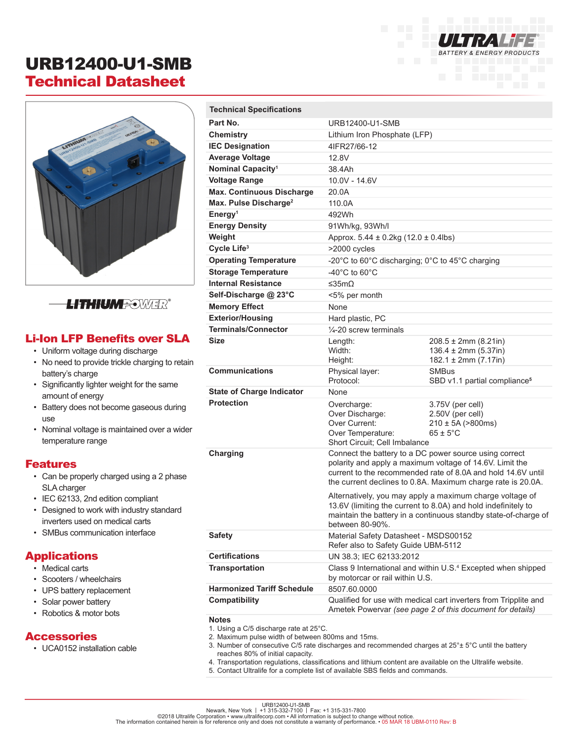# URB12400-U1-SMB
## Technical Datasheet

ULTRALIFE BATTERY & ENERGY PRODUCTS

LITHIUMPOWER®

## Li-Ion LFP Benefits over SLA

- Uniform voltage during discharge
- No need to provide trickle charging to retain battery's charge
- Significantly lighter weight for the same amount of energy
- Battery does not become gaseous during use
- Nominal voltage is maintained over a wider temperature range

## Features

- Can be properly charged using a 2 phase SLA charger
- IEC 62133, 2nd edition compliant
- Designed to work with industry standard inverters used on medical carts
- SMBus communication interface

## Applications

- Medical carts
- Scooters / wheelchairs
- UPS battery replacement
- Solar power battery
- Robotics & motor bots

## Accessories

- UCA0152 installation cable

| Technical Specifications | | |
|---|---|---|
| **Part No.** | URB12400-U1-SMB | |
| **Chemistry** | Lithium Iron Phosphate (LFP) | |
| **IEC Designation** | 4IFR27/66-12 | |
| **Average Voltage** | 12.8V | |
| **Nominal Capacity**[1] | 38.4Ah | |
| **Voltage Range** | 10.0V - 14.6V | |
| **Max. Continuous Discharge** | 20.0A | |
| **Max. Pulse Discharge**[2] | 110.0A | |
| **Energy**[1] | 492Wh | |
| **Energy Density** | 91Wh/kg, 93Wh/l | |
| **Weight** | Approx. 5.44 ± 0.2kg (12.0 ± 0.4lbs) | |
| **Cycle Life**[3] | >2000 cycles | |
| **Operating Temperature** | -20°C to 60°C discharging; 0°C to 45°C charging | |
| **Storage Temperature** | -40°C to 60°C | |
| **Internal Resistance** | ≤35mΩ | |
| **Self-Discharge @ 23°C** | <5% per month | |
| **Memory Effect** | None | |
| **Exterior/Housing** | Hard plastic, PC | |
| **Terminals/Connector** | ¼-20 screw terminals | |
| **Size** | Length:<br>Width:<br>Height: | 208.5 ± 2mm (8.21in)<br>136.4 ± 2mm (5.37in)<br>182.1 ± 2mm (7.17in) |
| **Communications** | Physical layer:<br>Protocol: | SMBus<br>SBD v1.1 partial compliance[5] |
| **State of Charge Indicator** | None | |
| **Protection** | Overcharge:<br>Over Discharge:<br>Over Current:<br>Over Temperature:<br>Short Circuit; Cell Imbalance | 3.75V (per cell)<br>2.50V (per cell)<br>210 ± 5A (>800ms)<br>65 ± 5°C |
| **Charging** | Connect the battery to a DC power source using correct polarity and apply a maximum voltage of 14.6V. Limit the current to the recommended rate of 8.0A and hold 14.6V until the current declines to 0.8A. Maximum charge rate is 20.0A.<br><br>Alternatively, you may apply a maximum charge voltage of 13.6V (limiting the current to 8.0A) and hold indefinitely to maintain the battery in a continuous standby state-of-charge of between 80-90%. | |
| **Safety** | Material Safety Datasheet - MSDS00152<br>Refer also to Safety Guide UBM-5112 | |
| **Certifications** | UN 38.3; IEC 62133:2012 | |
| **Transportation** | Class 9 International and within U.S.[4] Excepted when shipped by motorcar or rail within U.S. | |
| **Harmonized Tariff Schedule** | 8507.60.0000 | |
| **Compatibility** | Qualified for use with medical cart inverters from Tripplite and Ametek Powervar *(see page 2 of this document for details)* | |

**Notes**

1. Using a C/5 discharge rate at 25°C.
2. Maximum pulse width of between 800ms and 15ms.
3. Number of consecutive C/5 rate discharges and recommended charges at 25°± 5°C until the battery reaches 80% of initial capacity.
4. Transportation regulations, classifications and lithium content are available on the Ultralife website.
5. Contact Ultralife for a complete list of available SBS fields and commands.

URB12400-U1-SMB
Newark, New York | +1 315-332-7100 | Fax: +1 315-331-7800
©2018 Ultralife Corporation • www.ultralifecorp.com • All information is subject to change without notice.
The information contained herein is for reference only and does not constitute a warranty of performance. • 05 MAR 18 UBM-0110 Rev: B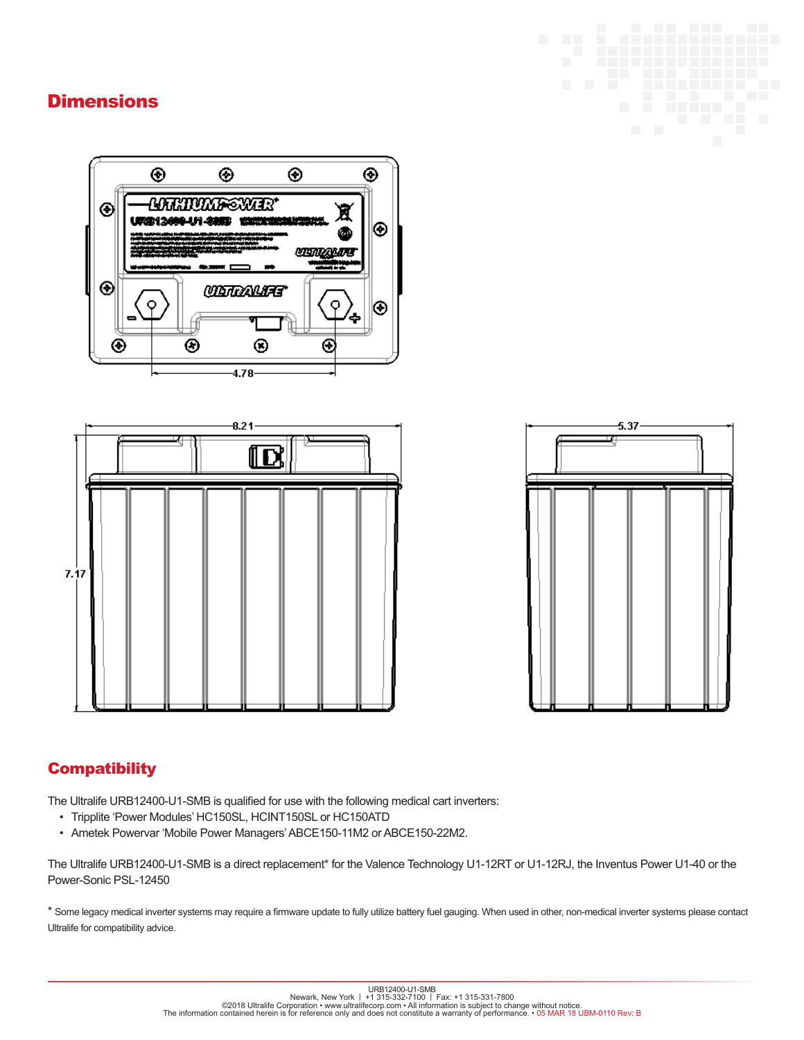## Dimensions

4.78

8.21

7.17

5.37

## Compatibility

The Ultralife URB12400-U1-SMB is qualified for use with the following medical cart inverters:

- Tripplite 'Power Modules' HC150SL, HCINT150SL or HC150ATD
- Ametek Powervar 'Mobile Power Managers' ABCE150-11M2 or ABCE150-22M2.

The Ultralife URB12400-U1-SMB is a direct replacement* for the Valence Technology U1-12RT or U1-12RJ, the Inventus Power U1-40 or the Power-Sonic PSL-12450

* Some legacy medical inverter systems may require a firmware update to fully utilize battery fuel gauging. When used in other, non-medical inverter systems please contact Ultralife for compatibility advice.

URB12400-U1-SMB
Newark, New York | +1 315-332-7100 | Fax: +1 315-331-7800
©2018 Ultralife Corporation • www.ultralifecorp.com • All information is subject to change without notice.
The information contained herein is for reference only and does not constitute a warranty of performance. • 05 MAR 18 UBM-0110 Rev: B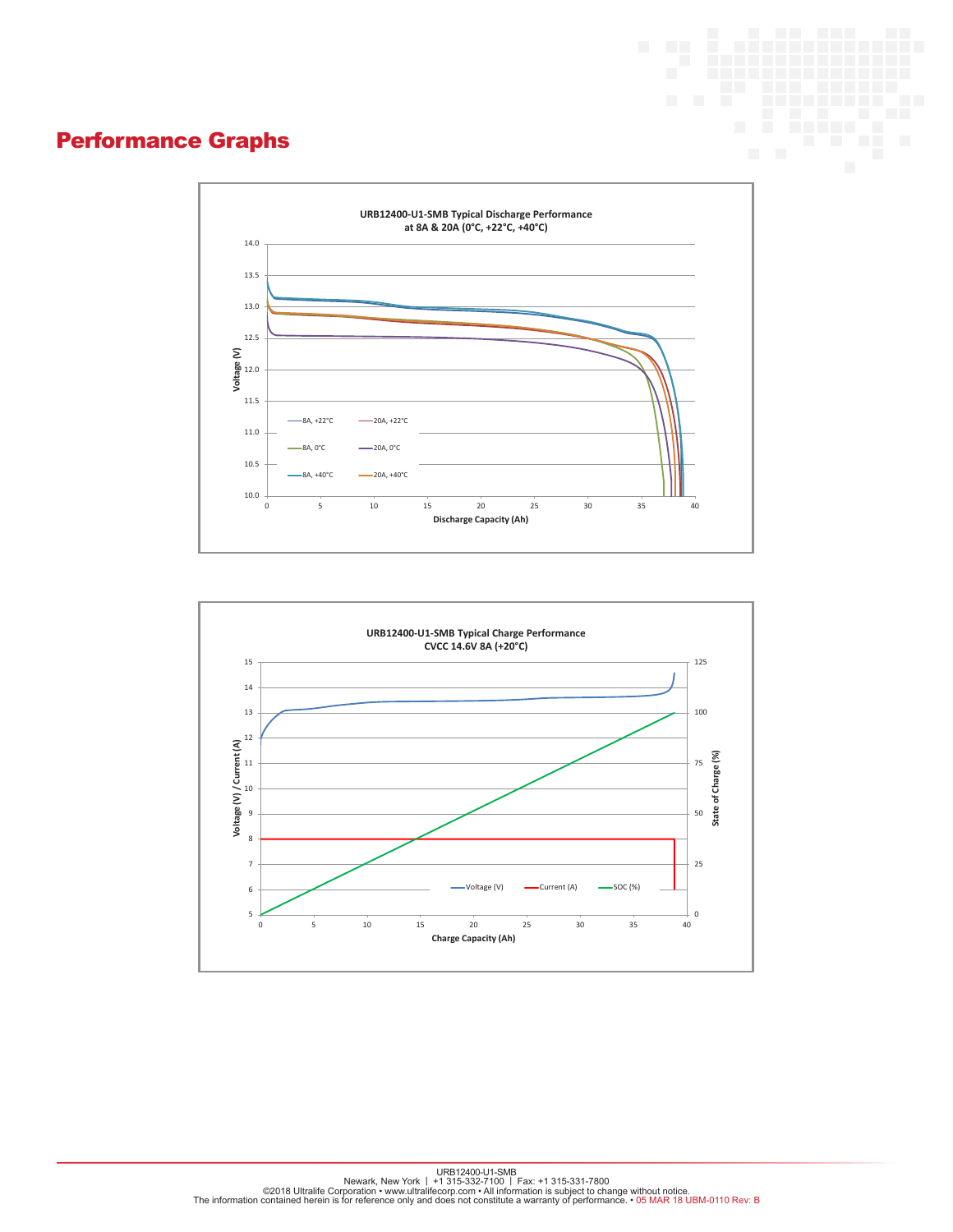## Performance Graphs

**URB12400-U1-SMB Typical Discharge Performance at 8A & 20A (0°C, +22°C, +40°C)**

Voltage (V) vs. Discharge Capacity (Ah)

Legend: 8A, +22°C; 20A, +22°C; 8A, 0°C; 20A, 0°C; 8A, +40°C; 20A, +40°C

**URB12400-U1-SMB Typical Charge Performance CVCC 14.6V 8A (+20°C)**

Voltage (V) / Current (A) and State of Charge (%) vs. Charge Capacity (Ah)

Legend: Voltage (V); Current (A); SOC (%)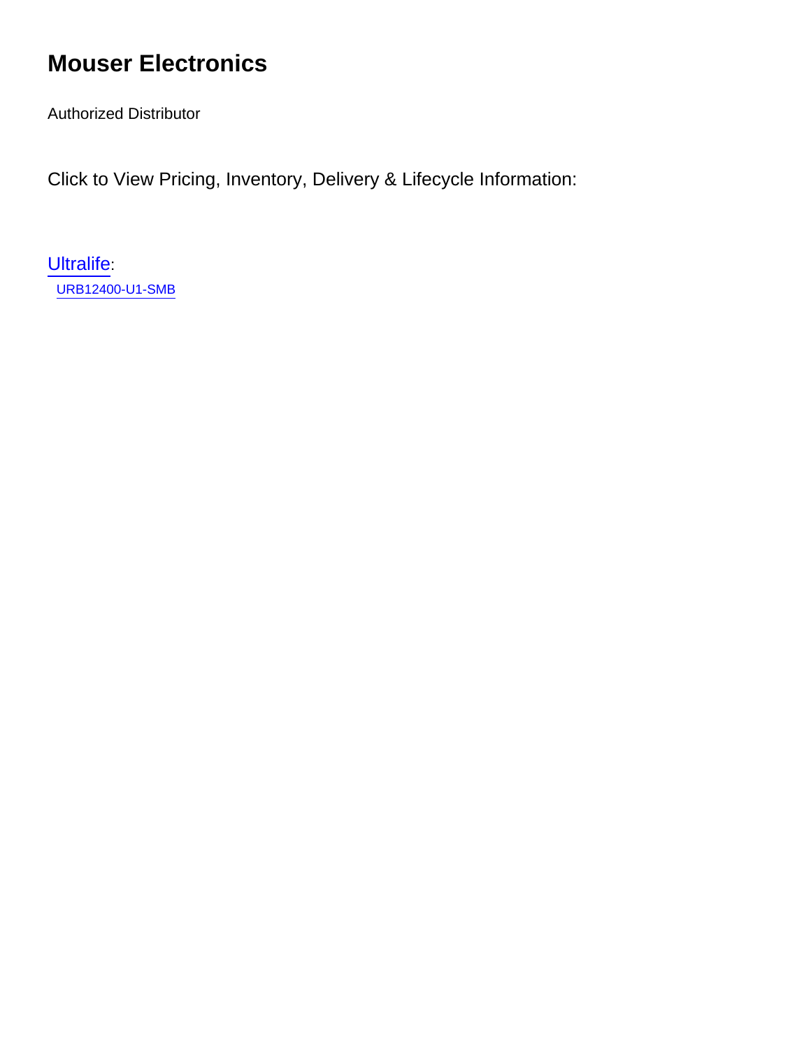# Mouser Electronics

Authorized Distributor

Click to View Pricing, Inventory, Delivery & Lifecycle Information:

Ultralife:

URB12400-U1-SMB